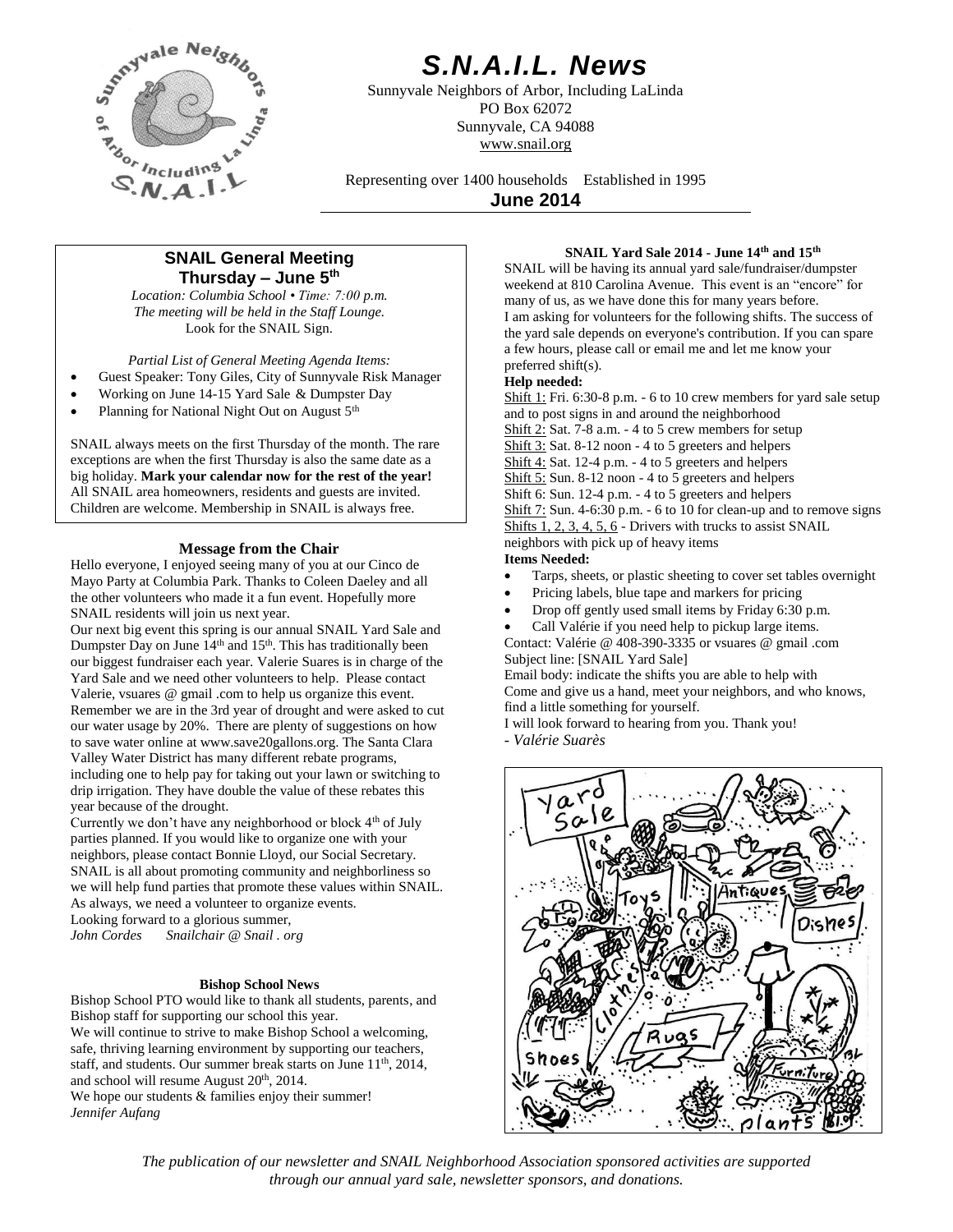# S.N.A.I.L. News

Sunnyvale Neighbors of Arbor, Including LaLinda
PO Box 62072
Sunnyvale, CA 94088
www.snail.org

Representing over 1400 households   Established in 1995

**June 2014**

## SNAIL General Meeting
### Thursday – June 5th

*Location: Columbia School • Time: 7:00 p.m.*
*The meeting will be held in the Staff Lounge.*
Look for the SNAIL Sign.

*Partial List of General Meeting Agenda Items:*

- Guest Speaker: Tony Giles, City of Sunnyvale Risk Manager
- Working on June 14-15 Yard Sale & Dumpster Day
- Planning for National Night Out on August 5th

SNAIL always meets on the first Thursday of the month. The rare exceptions are when the first Thursday is also the same date as a big holiday. **Mark your calendar now for the rest of the year!** All SNAIL area homeowners, residents and guests are invited. Children are welcome. Membership in SNAIL is always free.

### Message from the Chair

Hello everyone, I enjoyed seeing many of you at our Cinco de Mayo Party at Columbia Park. Thanks to Coleen Daeley and all the other volunteers who made it a fun event. Hopefully more SNAIL residents will join us next year.

Our next big event this spring is our annual SNAIL Yard Sale and Dumpster Day on June 14th and 15th. This has traditionally been our biggest fundraiser each year. Valerie Suares is in charge of the Yard Sale and we need other volunteers to help. Please contact Valerie, vsuares @ gmail .com to help us organize this event. Remember we are in the 3rd year of drought and were asked to cut our water usage by 20%. There are plenty of suggestions on how to save water online at www.save20gallons.org. The Santa Clara Valley Water District has many different rebate programs, including one to help pay for taking out your lawn or switching to drip irrigation. They have double the value of these rebates this year because of the drought.

Currently we don't have any neighborhood or block 4th of July parties planned. If you would like to organize one with your neighbors, please contact Bonnie Lloyd, our Social Secretary. SNAIL is all about promoting community and neighborliness so we will help fund parties that promote these values within SNAIL. As always, we need a volunteer to organize events.

Looking forward to a glorious summer,
*John Cordes   Snailchair @ Snail . org*

### Bishop School News

Bishop School PTO would like to thank all students, parents, and Bishop staff for supporting our school this year.

We will continue to strive to make Bishop School a welcoming, safe, thriving learning environment by supporting our teachers, staff, and students. Our summer break starts on June 11th, 2014, and school will resume August 20th, 2014.

We hope our students & families enjoy their summer!
*Jennifer Aufang*

### SNAIL Yard Sale 2014 - June 14th and 15th

SNAIL will be having its annual yard sale/fundraiser/dumpster weekend at 810 Carolina Avenue. This event is an "encore" for many of us, as we have done this for many years before.

I am asking for volunteers for the following shifts. The success of the yard sale depends on everyone's contribution. If you can spare a few hours, please call or email me and let me know your preferred shift(s).

**Help needed:**

Shift 1: Fri. 6:30-8 p.m. - 6 to 10 crew members for yard sale setup and to post signs in and around the neighborhood
Shift 2: Sat. 7-8 a.m. - 4 to 5 crew members for setup
Shift 3: Sat. 8-12 noon - 4 to 5 greeters and helpers
Shift 4: Sat. 12-4 p.m. - 4 to 5 greeters and helpers
Shift 5: Sun. 8-12 noon - 4 to 5 greeters and helpers
Shift 6: Sun. 12-4 p.m. - 4 to 5 greeters and helpers
Shift 7: Sun. 4-6:30 p.m. - 6 to 10 for clean-up and to remove signs
Shifts 1, 2, 3, 4, 5, 6 - Drivers with trucks to assist SNAIL neighbors with pick up of heavy items

**Items Needed:**

- Tarps, sheets, or plastic sheeting to cover set tables overnight
- Pricing labels, blue tape and markers for pricing
- Drop off gently used small items by Friday 6:30 p.m.
- Call Valérie if you need help to pickup large items.

Contact: Valérie @ 408-390-3335 or vsuares @ gmail .com
Subject line: [SNAIL Yard Sale]
Email body: indicate the shifts you are able to help with
Come and give us a hand, meet your neighbors, and who knows, find a little something for yourself.
I will look forward to hearing from you. Thank you!
*- Valérie Suarès*

*The publication of our newsletter and SNAIL Neighborhood Association sponsored activities are supported through our annual yard sale, newsletter sponsors, and donations.*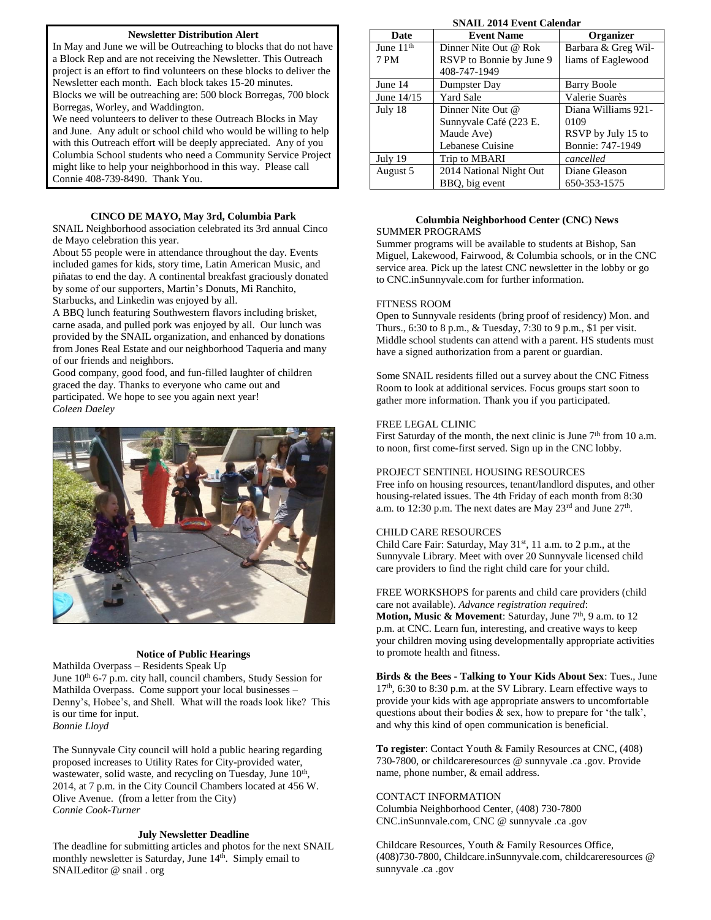**Newsletter Distribution Alert**

In May and June we will be Outreaching to blocks that do not have a Block Rep and are not receiving the Newsletter. This Outreach project is an effort to find volunteers on these blocks to deliver the Newsletter each month. Each block takes 15-20 minutes. Blocks we will be outreaching are: 500 block Borregas, 700 block Borregas, Worley, and Waddington.

We need volunteers to deliver to these Outreach Blocks in May and June. Any adult or school child who would be willing to help with this Outreach effort will be deeply appreciated. Any of you Columbia School students who need a Community Service Project might like to help your neighborhood in this way. Please call Connie 408-739-8490. Thank You.

### CINCO DE MAYO, May 3rd, Columbia Park

SNAIL Neighborhood association celebrated its 3rd annual Cinco de Mayo celebration this year.

About 55 people were in attendance throughout the day. Events included games for kids, story time, Latin American Music, and piñatas to end the day. A continental breakfast graciously donated by some of our supporters, Martin's Donuts, Mi Ranchito, Starbucks, and Linkedin was enjoyed by all.

A BBQ lunch featuring Southwestern flavors including brisket, carne asada, and pulled pork was enjoyed by all. Our lunch was provided by the SNAIL organization, and enhanced by donations from Jones Real Estate and our neighborhood Taqueria and many of our friends and neighbors.

Good company, good food, and fun-filled laughter of children graced the day. Thanks to everyone who came out and participated. We hope to see you again next year!

*Coleen Daeley*

### Notice of Public Hearings

Mathilda Overpass – Residents Speak Up

June 10th 6-7 p.m. city hall, council chambers, Study Session for Mathilda Overpass. Come support your local businesses – Denny's, Hobee's, and Shell. What will the roads look like? This is our time for input.

*Bonnie Lloyd*

The Sunnyvale City council will hold a public hearing regarding proposed increases to Utility Rates for City-provided water, wastewater, solid waste, and recycling on Tuesday, June 10th, 2014, at 7 p.m. in the City Council Chambers located at 456 W. Olive Avenue. (from a letter from the City)

*Connie Cook-Turner*

### July Newsletter Deadline

The deadline for submitting articles and photos for the next SNAIL monthly newsletter is Saturday, June 14th. Simply email to SNAILeditor @ snail . org

**SNAIL 2014 Event Calendar**

| Date | Event Name | Organizer |
|---|---|---|
| June 11th 7 PM | Dinner Nite Out @ Rok RSVP to Bonnie by June 9 408-747-1949 | Barbara & Greg Williams of Eaglewood |
| June 14 | Dumpster Day | Barry Boole |
| June 14/15 | Yard Sale | Valerie Suarès |
| July 18 | Dinner Nite Out @ Sunnyvale Café (223 E. Maude Ave) Lebanese Cuisine | Diana Williams 921-0109 RSVP by July 15 to Bonnie: 747-1949 |
| July 19 | Trip to MBARI | *cancelled* |
| August 5 | 2014 National Night Out BBQ, big event | Diane Gleason 650-353-1575 |

### Columbia Neighborhood Center (CNC) News

SUMMER PROGRAMS

Summer programs will be available to students at Bishop, San Miguel, Lakewood, Fairwood, & Columbia schools, or in the CNC service area. Pick up the latest CNC newsletter in the lobby or go to CNC.inSunnyvale.com for further information.

FITNESS ROOM

Open to Sunnyvale residents (bring proof of residency) Mon. and Thurs., 6:30 to 8 p.m., & Tuesday, 7:30 to 9 p.m., $1 per visit. Middle school students can attend with a parent. HS students must have a signed authorization from a parent or guardian.

Some SNAIL residents filled out a survey about the CNC Fitness Room to look at additional services. Focus groups start soon to gather more information. Thank you if you participated.

FREE LEGAL CLINIC

First Saturday of the month, the next clinic is June 7th from 10 a.m. to noon, first come-first served. Sign up in the CNC lobby.

PROJECT SENTINEL HOUSING RESOURCES

Free info on housing resources, tenant/landlord disputes, and other housing-related issues. The 4th Friday of each month from 8:30 a.m. to 12:30 p.m. The next dates are May 23rd and June 27th.

CHILD CARE RESOURCES

Child Care Fair: Saturday, May 31st, 11 a.m. to 2 p.m., at the Sunnyvale Library. Meet with over 20 Sunnyvale licensed child care providers to find the right child care for your child.

FREE WORKSHOPS for parents and child care providers (child care not available). *Advance registration required*:

**Motion, Music & Movement**: Saturday, June 7th, 9 a.m. to 12 p.m. at CNC. Learn fun, interesting, and creative ways to keep your children moving using developmentally appropriate activities to promote health and fitness.

**Birds & the Bees - Talking to Your Kids About Sex**: Tues., June 17th, 6:30 to 8:30 p.m. at the SV Library. Learn effective ways to provide your kids with age appropriate answers to uncomfortable questions about their bodies & sex, how to prepare for 'the talk', and why this kind of open communication is beneficial.

**To register**: Contact Youth & Family Resources at CNC, (408) 730-7800, or childcareresources @ sunnyvale .ca .gov. Provide name, phone number, & email address.

CONTACT INFORMATION

Columbia Neighborhood Center, (408) 730-7800
CNC.inSunnvale.com, CNC @ sunnyvale .ca .gov

Childcare Resources, Youth & Family Resources Office, (408)730-7800, Childcare.inSunnyvale.com, childcareresources @ sunnyvale .ca .gov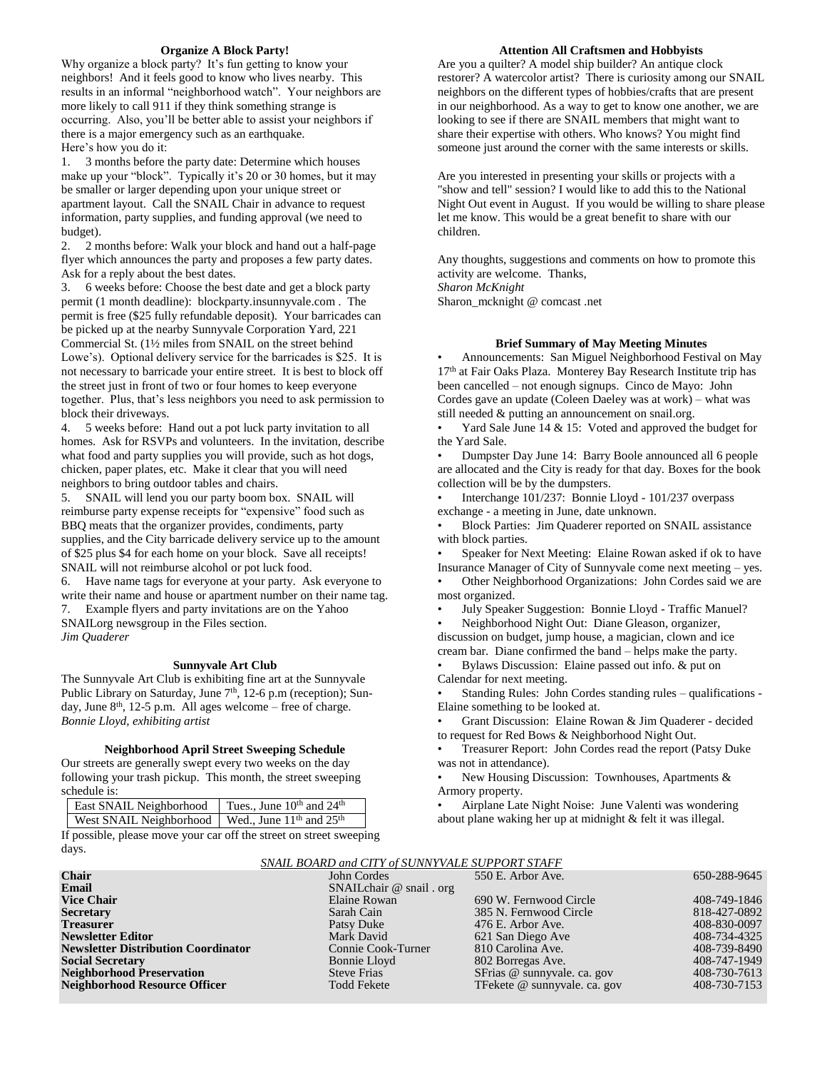### Organize A Block Party!

Why organize a block party? It's fun getting to know your neighbors! And it feels good to know who lives nearby. This results in an informal "neighborhood watch". Your neighbors are more likely to call 911 if they think something strange is occurring. Also, you'll be better able to assist your neighbors if there is a major emergency such as an earthquake.

Here's how you do it:

1. 3 months before the party date: Determine which houses make up your "block". Typically it's 20 or 30 homes, but it may be smaller or larger depending upon your unique street or apartment layout. Call the SNAIL Chair in advance to request information, party supplies, and funding approval (we need to budget).
2. 2 months before: Walk your block and hand out a half-page flyer which announces the party and proposes a few party dates. Ask for a reply about the best dates.
3. 6 weeks before: Choose the best date and get a block party permit (1 month deadline): blockparty.insunnyvale.com . The permit is free ($25 fully refundable deposit). Your barricades can be picked up at the nearby Sunnyvale Corporation Yard, 221 Commercial St. (1½ miles from SNAIL on the street behind Lowe's). Optional delivery service for the barricades is $25. It is not necessary to barricade your entire street. It is best to block off the street just in front of two or four homes to keep everyone together. Plus, that's less neighbors you need to ask permission to block their driveways.
4. 5 weeks before: Hand out a pot luck party invitation to all homes. Ask for RSVPs and volunteers. In the invitation, describe what food and party supplies you will provide, such as hot dogs, chicken, paper plates, etc. Make it clear that you will need neighbors to bring outdoor tables and chairs.
5. SNAIL will lend you our party boom box. SNAIL will reimburse party expense receipts for "expensive" food such as BBQ meats that the organizer provides, condiments, party supplies, and the City barricade delivery service up to the amount of $25 plus $4 for each home on your block. Save all receipts! SNAIL will not reimburse alcohol or pot luck food.
6. Have name tags for everyone at your party. Ask everyone to write their name and house or apartment number on their name tag.
7. Example flyers and party invitations are on the Yahoo SNAILorg newsgroup in the Files section.

*Jim Quaderer*

### Sunnyvale Art Club

The Sunnyvale Art Club is exhibiting fine art at the Sunnyvale Public Library on Saturday, June 7th, 12-6 p.m (reception); Sunday, June 8th, 12-5 p.m. All ages welcome – free of charge.

*Bonnie Lloyd, exhibiting artist*

### Neighborhood April Street Sweeping Schedule

Our streets are generally swept every two weeks on the day following your trash pickup. This month, the street sweeping schedule is:

| East SNAIL Neighborhood | Tues., June 10th and 24th |
|---|---|
| West SNAIL Neighborhood | Wed., June 11th and 25th |

If possible, please move your car off the street on street sweeping days.

### Attention All Craftsmen and Hobbyists

Are you a quilter? A model ship builder? An antique clock restorer? A watercolor artist? There is curiosity among our SNAIL neighbors on the different types of hobbies/crafts that are present in our neighborhood. As a way to get to know one another, we are looking to see if there are SNAIL members that might want to share their expertise with others. Who knows? You might find someone just around the corner with the same interests or skills.

Are you interested in presenting your skills or projects with a "show and tell" session? I would like to add this to the National Night Out event in August. If you would be willing to share please let me know. This would be a great benefit to share with our children.

Any thoughts, suggestions and comments on how to promote this activity are welcome. Thanks,

*Sharon McKnight*

Sharon_mcknight @ comcast .net

### Brief Summary of May Meeting Minutes

- Announcements: San Miguel Neighborhood Festival on May 17th at Fair Oaks Plaza. Monterey Bay Research Institute trip has been cancelled – not enough signups. Cinco de Mayo: John Cordes gave an update (Coleen Daeley was at work) – what was still needed & putting an announcement on snail.org.
- Yard Sale June 14 & 15: Voted and approved the budget for the Yard Sale.
- Dumpster Day June 14: Barry Boole announced all 6 people are allocated and the City is ready for that day. Boxes for the book collection will be by the dumpsters.
- Interchange 101/237: Bonnie Lloyd - 101/237 overpass exchange - a meeting in June, date unknown.
- Block Parties: Jim Quaderer reported on SNAIL assistance with block parties.
- Speaker for Next Meeting: Elaine Rowan asked if ok to have Insurance Manager of City of Sunnyvale come next meeting – yes.
- Other Neighborhood Organizations: John Cordes said we are most organized.
- July Speaker Suggestion: Bonnie Lloyd - Traffic Manuel?
- Neighborhood Night Out: Diane Gleason, organizer, discussion on budget, jump house, a magician, clown and ice cream bar. Diane confirmed the band – helps make the party.
- Bylaws Discussion: Elaine passed out info. & put on Calendar for next meeting.
- Standing Rules: John Cordes standing rules – qualifications - Elaine something to be looked at.
- Grant Discussion: Elaine Rowan & Jim Quaderer - decided to request for Red Bows & Neighborhood Night Out.
- Treasurer Report: John Cordes read the report (Patsy Duke was not in attendance).
- New Housing Discussion: Townhouses, Apartments & Armory property.
- Airplane Late Night Noise: June Valenti was wondering about plane waking her up at midnight & felt it was illegal.

*SNAIL BOARD and CITY of SUNNYVALE SUPPORT STAFF*

| | | | |
|---|---|---|---|
| **Chair** | John Cordes | 550 E. Arbor Ave. | 650-288-9645 |
| **Email** | SNAILchair @ snail . org | | |
| **Vice Chair** | Elaine Rowan | 690 W. Fernwood Circle | 408-749-1846 |
| **Secretary** | Sarah Cain | 385 N. Fernwood Circle | 818-427-0892 |
| **Treasurer** | Patsy Duke | 476 E. Arbor Ave. | 408-830-0097 |
| **Newsletter Editor** | Mark David | 621 San Diego Ave | 408-734-4325 |
| **Newsletter Distribution Coordinator** | Connie Cook-Turner | 810 Carolina Ave. | 408-739-8490 |
| **Social Secretary** | Bonnie Lloyd | 802 Borregas Ave. | 408-747-1949 |
| **Neighborhood Preservation** | Steve Frias | SFrias @ sunnyvale. ca. gov | 408-730-7613 |
| **Neighborhood Resource Officer** | Todd Fekete | TFekete @ sunnyvale. ca. gov | 408-730-7153 |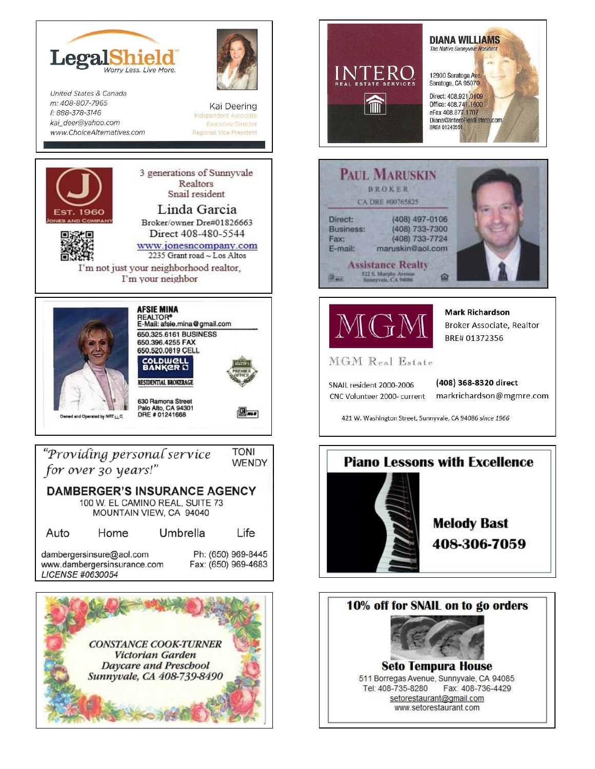**LegalShield**
Worry Less. Live More.

United States & Canada
m: 408-807-7965
f: 888-378-3146
kai_deer@yahoo.com
www.ChoiceAlternatives.com

Kai Deering
Independent Associate
Executive Director
Regional Vice President

---

**INTERO**
REAL ESTATE SERVICES

**DIANA WILLIAMS**
*The Native Sunnyvale Resident*

12900 Saratoga Ave.
Saratoga, CA 95070

Direct: 408.921.0109
Office: 408.741.1600
eFax 408.877.1707
Diana@InteroRealEstate.com
BRE# 01240551

---

EST. 1960
JONES AND COMPANY

3 generations of Sunnyvale Realtors
Snail resident

Linda Garcia
Broker/owner Dre#01826663
Direct 408-480-5544
www.jonesncompany.com
2235 Grant road ~ Los Altos

I'm not just your neighborhood realtor,
I'm your neighbor

---

**PAUL MARUSKIN**
BROKER
CA DRE #00765825

| | |
|---|---|
| Direct: | (408) 497-0106 |
| Business: | (408) 733-7300 |
| Fax: | (408) 733-7724 |
| E-mail: | maruskin@aol.com |

Assistance Realty
522 S. Murphy Avenue
Sunnyvale, CA 94086

---

**AFSIE MINA**
REALTOR®
E-Mail: afsie.mina@gmail.com
650.325.6161 BUSINESS
650.396.4255 FAX
650.520.0819 CELL

COLDWELL BANKER
RESIDENTIAL BROKERAGE
PREMIER OFFICE

630 Ramona Street
Palo Alto, CA 94301
DRE # 01241668

Owned and Operated by NRT LLC.

---

MGM
MGM Real Estate

**Mark Richardson**
Broker Associate, Realtor
BRE# 01372356

SNAIL resident 2000-2006
CNC Volunteer 2000- current

**(408) 368-8320 direct**
markrichardson@mgmre.com

421 W. Washington Street, Sunnyvale, CA 94086 *since 1966*

---

*"Providing personal service for over 30 years!"*

TONI
WENDY

**DAMBERGER'S INSURANCE AGENCY**
100 W. EL CAMINO REAL, SUITE 73
MOUNTAIN VIEW, CA 94040

Auto Home Umbrella Life

dambergersinsure@aol.com
www.dambergersinsurance.com
*LICENSE #0630054*

Ph: (650) 969-8445
Fax: (650) 969-4683

---

**Piano Lessons with Excellence**

**Melody Bast**
**408-306-7059**

---

*CONSTANCE COOK-TURNER*
*Victorian Garden*
*Daycare and Preschool*
*Sunnyvale, CA 408-739-8490*

---

**10% off for SNAIL on to go orders**

**Seto Tempura House**
511 Borregas Avenue, Sunnyvale, CA 94085
Tel: 408-735-8280 Fax: 408-736-4429
setorestaurant@gmail.com
www.setorestaurant.com